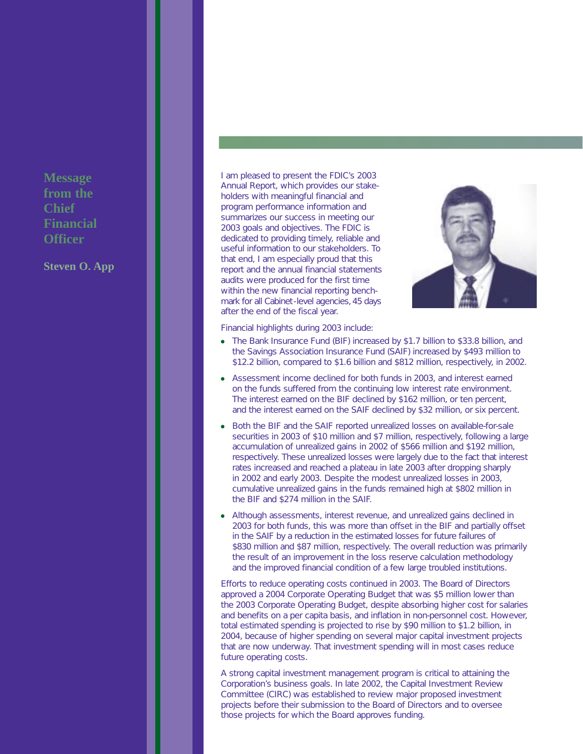# Message from the Chief Financial Officer

**Steven O. App**

I am pleased to present the FDIC's 2003 Annual Report, which provides our stakeholders with meaningful financial and program performance information and summarizes our success in meeting our 2003 goals and objectives. The FDIC is dedicated to providing timely, reliable and useful information to our stakeholders. To that end, I am especially proud that this report and the annual financial statements audits were produced for the first time within the new financial reporting benchmark for all Cabinet-level agencies, 45 days after the end of the fiscal year.

Financial highlights during 2003 include:

- The Bank Insurance Fund (BIF) increased by $1.7 billion to $33.8 billion, and the Savings Association Insurance Fund (SAIF) increased by $493 million to $12.2 billion, compared to $1.6 billion and $812 million, respectively, in 2002.
- Assessment income declined for both funds in 2003, and interest earned on the funds suffered from the continuing low interest rate environment. The interest earned on the BIF declined by $162 million, or ten percent, and the interest earned on the SAIF declined by $32 million, or six percent.
- Both the BIF and the SAIF reported unrealized losses on available-for-sale securities in 2003 of $10 million and $7 million, respectively, following a large accumulation of unrealized gains in 2002 of $566 million and $192 million, respectively. These unrealized losses were largely due to the fact that interest rates increased and reached a plateau in late 2003 after dropping sharply in 2002 and early 2003. Despite the modest unrealized losses in 2003, cumulative unrealized gains in the funds remained high at $802 million in the BIF and $274 million in the SAIF.
- Although assessments, interest revenue, and unrealized gains declined in 2003 for both funds, this was more than offset in the BIF and partially offset in the SAIF by a reduction in the estimated losses for future failures of $830 million and $87 million, respectively. The overall reduction was primarily the result of an improvement in the loss reserve calculation methodology and the improved financial condition of a few large troubled institutions.

Efforts to reduce operating costs continued in 2003. The Board of Directors approved a 2004 Corporate Operating Budget that was $5 million lower than the 2003 Corporate Operating Budget, despite absorbing higher cost for salaries and benefits on a per capita basis, and inflation in non-personnel cost. However, total estimated spending is projected to rise by $90 million to $1.2 billion, in 2004, because of higher spending on several major capital investment projects that are now underway. That investment spending will in most cases reduce future operating costs.

A strong capital investment management program is critical to attaining the Corporation's business goals. In late 2002, the Capital Investment Review Committee (CIRC) was established to review major proposed investment projects before their submission to the Board of Directors and to oversee those projects for which the Board approves funding.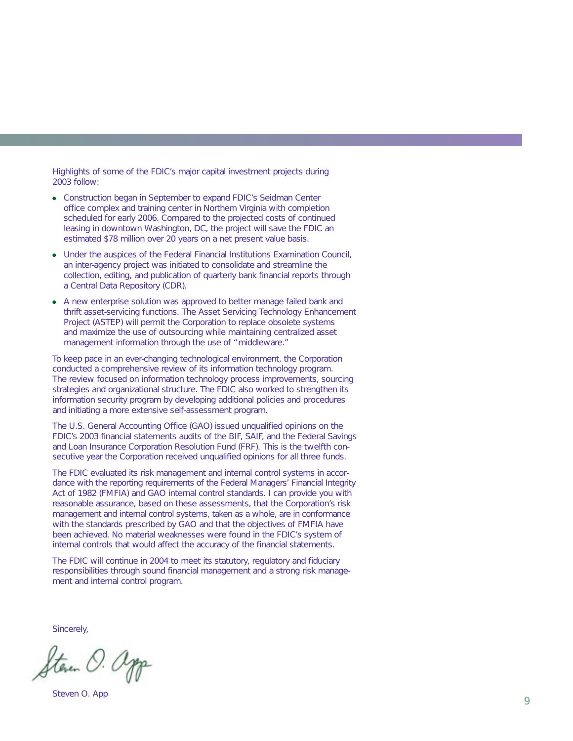Highlights of some of the FDIC's major capital investment projects during 2003 follow:

- Construction began in September to expand FDIC's Seidman Center office complex and training center in Northern Virginia with completion scheduled for early 2006. Compared to the projected costs of continued leasing in downtown Washington, DC, the project will save the FDIC an estimated $78 million over 20 years on a net present value basis.
- Under the auspices of the Federal Financial Institutions Examination Council, an inter-agency project was initiated to consolidate and streamline the collection, editing, and publication of quarterly bank financial reports through a Central Data Repository (CDR).
- A new enterprise solution was approved to better manage failed bank and thrift asset-servicing functions. The Asset Servicing Technology Enhancement Project (ASTEP) will permit the Corporation to replace obsolete systems and maximize the use of outsourcing while maintaining centralized asset management information through the use of "middleware."

To keep pace in an ever-changing technological environment, the Corporation conducted a comprehensive review of its information technology program. The review focused on information technology process improvements, sourcing strategies and organizational structure. The FDIC also worked to strengthen its information security program by developing additional policies and procedures and initiating a more extensive self-assessment program.

The U.S. General Accounting Office (GAO) issued unqualified opinions on the FDIC's 2003 financial statements audits of the BIF, SAIF, and the Federal Savings and Loan Insurance Corporation Resolution Fund (FRF). This is the twelfth consecutive year the Corporation received unqualified opinions for all three funds.

The FDIC evaluated its risk management and internal control systems in accordance with the reporting requirements of the Federal Managers' Financial Integrity Act of 1982 (FMFIA) and GAO internal control standards. I can provide you with reasonable assurance, based on these assessments, that the Corporation's risk management and internal control systems, taken as a whole, are in conformance with the standards prescribed by GAO and that the objectives of FMFIA have been achieved. No material weaknesses were found in the FDIC's system of internal controls that would affect the accuracy of the financial statements.

The FDIC will continue in 2004 to meet its statutory, regulatory and fiduciary responsibilities through sound financial management and a strong risk management and internal control program.

Sincerely,

Steven O. App